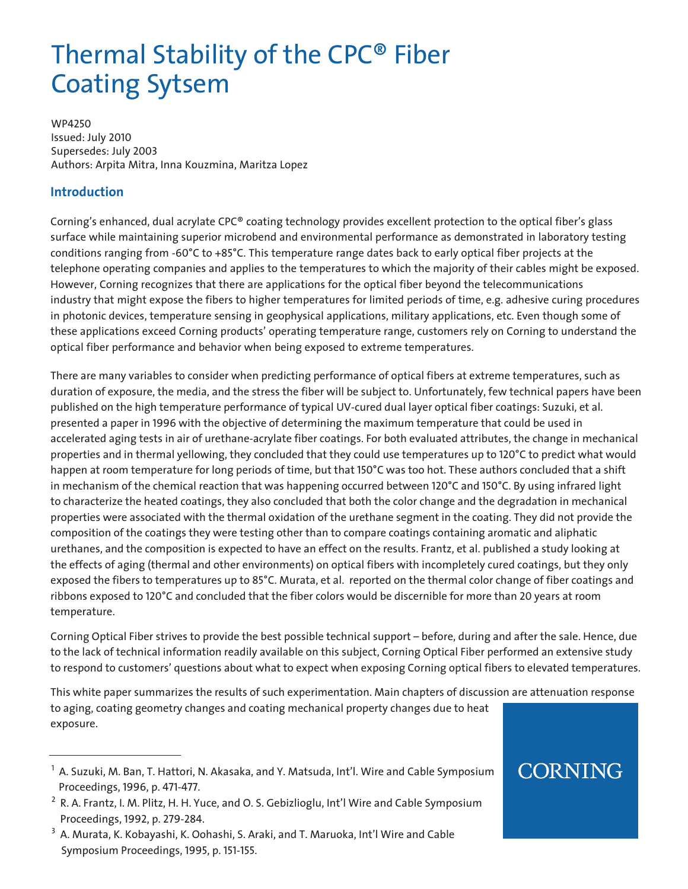# Thermal Stability of the CPC® Fiber Coating Sytsem

WP4250
Issued: July 2010
Supersedes: July 2003
Authors: Arpita Mitra, Inna Kouzmina, Maritza Lopez

## Introduction

Corning's enhanced, dual acrylate CPC® coating technology provides excellent protection to the optical fiber's glass surface while maintaining superior microbend and environmental performance as demonstrated in laboratory testing conditions ranging from -60°C to +85°C. This temperature range dates back to early optical fiber projects at the telephone operating companies and applies to the temperatures to which the majority of their cables might be exposed. However, Corning recognizes that there are applications for the optical fiber beyond the telecommunications industry that might expose the fibers to higher temperatures for limited periods of time, e.g. adhesive curing procedures in photonic devices, temperature sensing in geophysical applications, military applications, etc. Even though some of these applications exceed Corning products' operating temperature range, customers rely on Corning to understand the optical fiber performance and behavior when being exposed to extreme temperatures.

There are many variables to consider when predicting performance of optical fibers at extreme temperatures, such as duration of exposure, the media, and the stress the fiber will be subject to. Unfortunately, few technical papers have been published on the high temperature performance of typical UV-cured dual layer optical fiber coatings: Suzuki, et al. presented a paper in 1996 with the objective of determining the maximum temperature that could be used in accelerated aging tests in air of urethane-acrylate fiber coatings. For both evaluated attributes, the change in mechanical properties and in thermal yellowing, they concluded that they could use temperatures up to 120°C to predict what would happen at room temperature for long periods of time, but that 150°C was too hot. These authors concluded that a shift in mechanism of the chemical reaction that was happening occurred between 120°C and 150°C. By using infrared light to characterize the heated coatings, they also concluded that both the color change and the degradation in mechanical properties were associated with the thermal oxidation of the urethane segment in the coating. They did not provide the composition of the coatings they were testing other than to compare coatings containing aromatic and aliphatic urethanes, and the composition is expected to have an effect on the results. Frantz, et al. published a study looking at the effects of aging (thermal and other environments) on optical fibers with incompletely cured coatings, but they only exposed the fibers to temperatures up to 85°C. Murata, et al. reported on the thermal color change of fiber coatings and ribbons exposed to 120°C and concluded that the fiber colors would be discernible for more than 20 years at room temperature.

Corning Optical Fiber strives to provide the best possible technical support – before, during and after the sale. Hence, due to the lack of technical information readily available on this subject, Corning Optical Fiber performed an extensive study to respond to customers' questions about what to expect when exposing Corning optical fibers to elevated temperatures.

This white paper summarizes the results of such experimentation. Main chapters of discussion are attenuation response to aging, coating geometry changes and coating mechanical property changes due to heat exposure.

---

[1] A. Suzuki, M. Ban, T. Hattori, N. Akasaka, and Y. Matsuda, Int'l. Wire and Cable Symposium Proceedings, 1996, p. 471-477.

[2] R. A. Frantz, I. M. Plitz, H. H. Yuce, and O. S. Gebizlioglu, Int'l Wire and Cable Symposium Proceedings, 1992, p. 279-284.

[3] A. Murata, K. Kobayashi, K. Oohashi, S. Araki, and T. Maruoka, Int'l Wire and Cable Symposium Proceedings, 1995, p. 151-155.

CORNING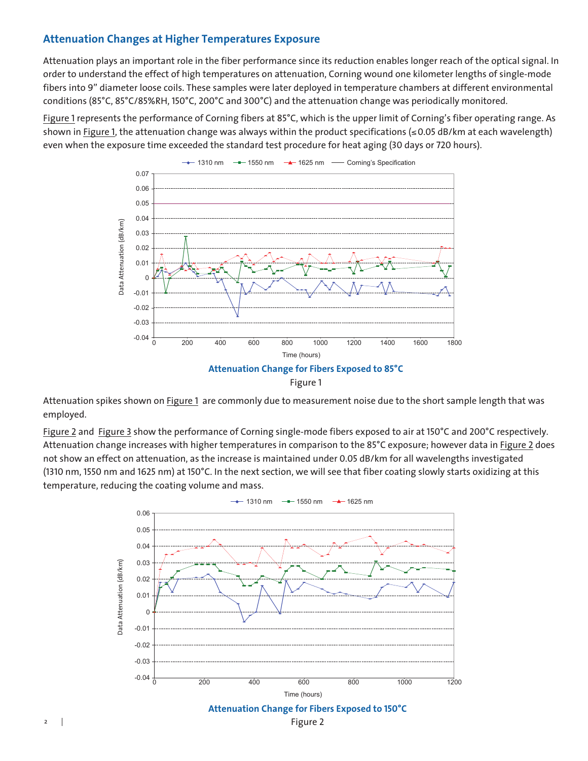## Attenuation Changes at Higher Temperatures Exposure

Attenuation plays an important role in the fiber performance since its reduction enables longer reach of the optical signal. In order to understand the effect of high temperatures on attenuation, Corning wound one kilometer lengths of single-mode fibers into 9" diameter loose coils. These samples were later deployed in temperature chambers at different environmental conditions (85°C, 85°C/85%RH, 150°C, 200°C and 300°C) and the attenuation change was periodically monitored.

Figure 1 represents the performance of Corning fibers at 85°C, which is the upper limit of Corning's fiber operating range. As shown in Figure 1, the attenuation change was always within the product specifications (≤ 0.05 dB/km at each wavelength) even when the exposure time exceeded the standard test procedure for heat aging (30 days or 720 hours).

**Attenuation Change for Fibers Exposed to 85°C**

Figure 1

Attenuation spikes shown on Figure 1 are commonly due to measurement noise due to the short sample length that was employed.

Figure 2 and Figure 3 show the performance of Corning single-mode fibers exposed to air at 150°C and 200°C respectively. Attenuation change increases with higher temperatures in comparison to the 85°C exposure; however data in Figure 2 does not show an effect on attenuation, as the increase is maintained under 0.05 dB/km for all wavelengths investigated (1310 nm, 1550 nm and 1625 nm) at 150°C. In the next section, we will see that fiber coating slowly starts oxidizing at this temperature, reducing the coating volume and mass.

**Attenuation Change for Fibers Exposed to 150°C**

Figure 2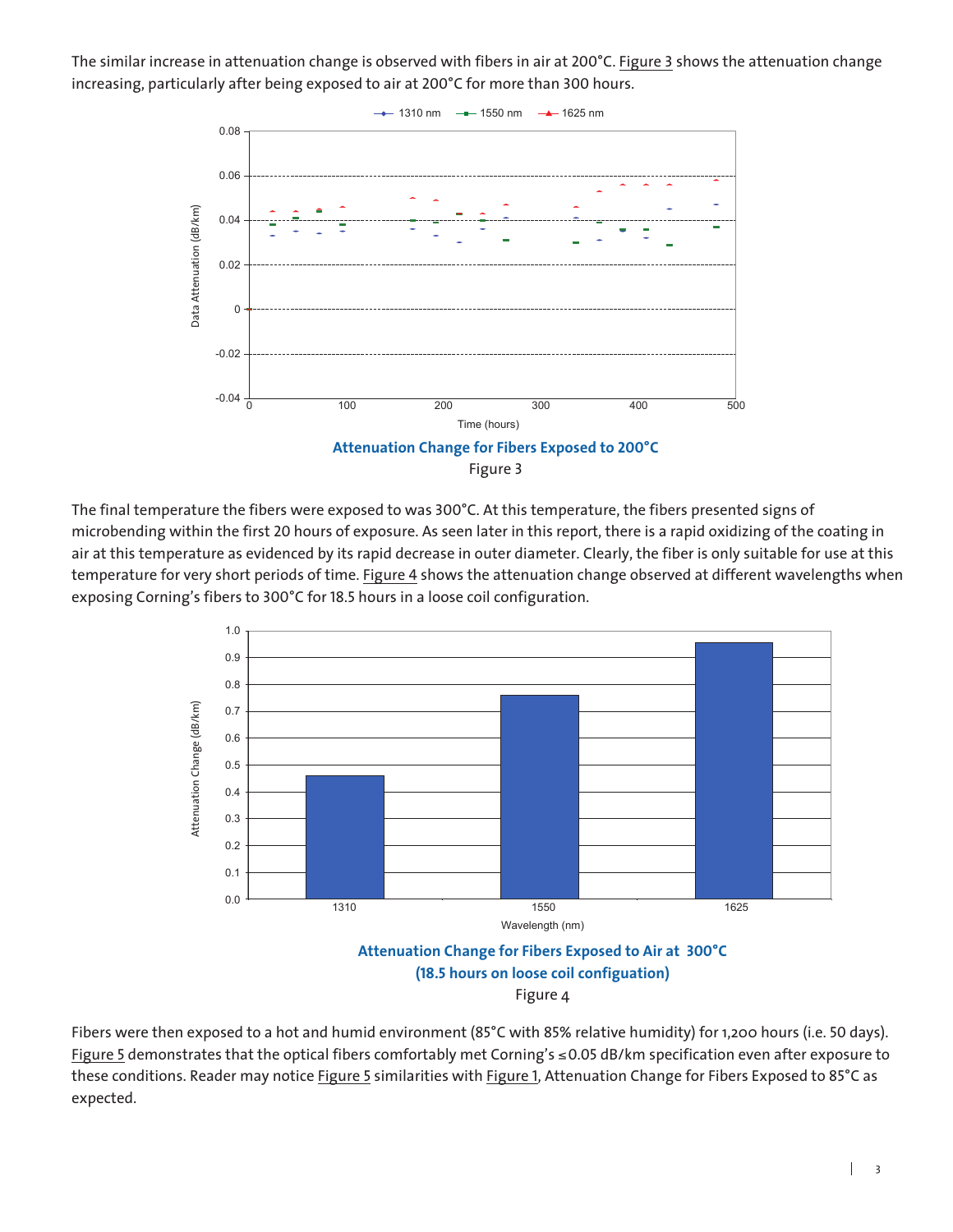The similar increase in attenuation change is observed with fibers in air at 200°C. Figure 3 shows the attenuation change increasing, particularly after being exposed to air at 200°C for more than 300 hours.

**Attenuation Change for Fibers Exposed to 200°C**

Figure 3

The final temperature the fibers were exposed to was 300°C. At this temperature, the fibers presented signs of microbending within the first 20 hours of exposure. As seen later in this report, there is a rapid oxidizing of the coating in air at this temperature as evidenced by its rapid decrease in outer diameter. Clearly, the fiber is only suitable for use at this temperature for very short periods of time. Figure 4 shows the attenuation change observed at different wavelengths when exposing Corning's fibers to 300°C for 18.5 hours in a loose coil configuration.

**Attenuation Change for Fibers Exposed to Air at 300°C (18.5 hours on loose coil configuation)**

Figure 4

Fibers were then exposed to a hot and humid environment (85°C with 85% relative humidity) for 1,200 hours (i.e. 50 days). Figure 5 demonstrates that the optical fibers comfortably met Corning's ≤0.05 dB/km specification even after exposure to these conditions. Reader may notice Figure 5 similarities with Figure 1, Attenuation Change for Fibers Exposed to 85°C as expected.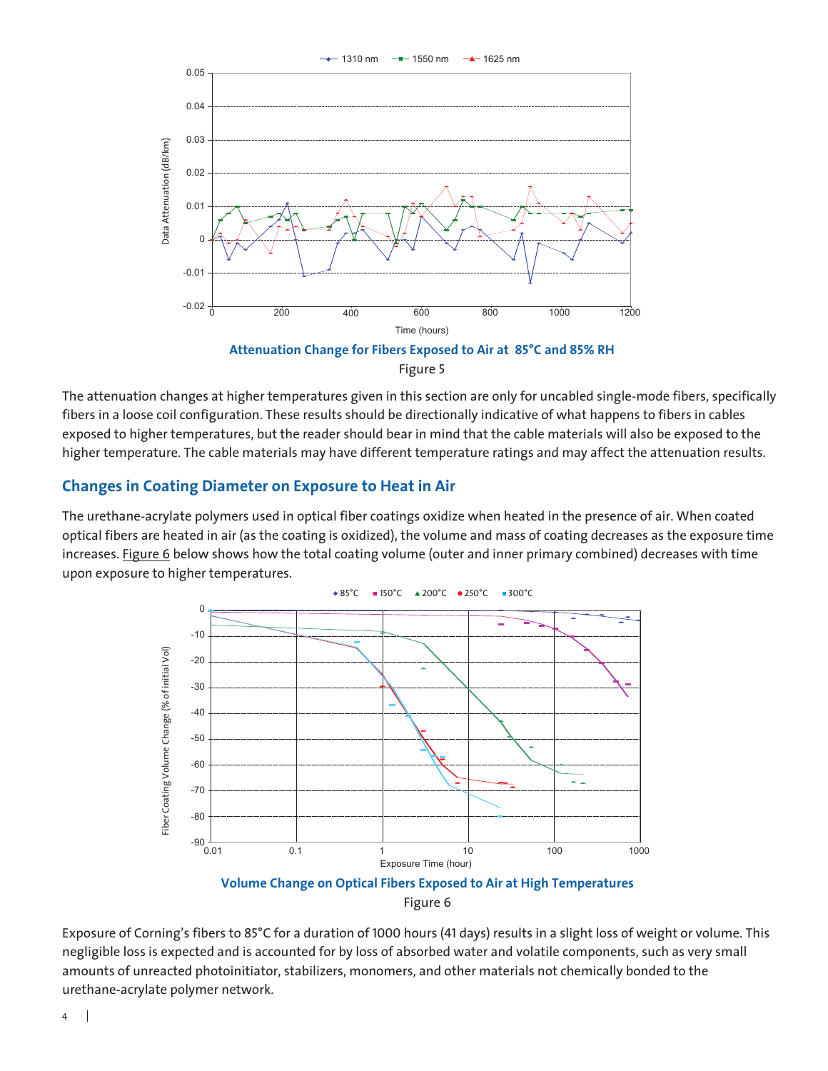Attenuation Change for Fibers Exposed to Air at 85°C and 85% RH

Figure 5

The attenuation changes at higher temperatures given in this section are only for uncabled single-mode fibers, specifically fibers in a loose coil configuration. These results should be directionally indicative of what happens to fibers in cables exposed to higher temperatures, but the reader should bear in mind that the cable materials will also be exposed to the higher temperature. The cable materials may have different temperature ratings and may affect the attenuation results.

## Changes in Coating Diameter on Exposure to Heat in Air

The urethane-acrylate polymers used in optical fiber coatings oxidize when heated in the presence of air. When coated optical fibers are heated in air (as the coating is oxidized), the volume and mass of coating decreases as the exposure time increases. Figure 6 below shows how the total coating volume (outer and inner primary combined) decreases with time upon exposure to higher temperatures.

Volume Change on Optical Fibers Exposed to Air at High Temperatures

Figure 6

Exposure of Corning's fibers to 85°C for a duration of 1000 hours (41 days) results in a slight loss of weight or volume. This negligible loss is expected and is accounted for by loss of absorbed water and volatile components, such as very small amounts of unreacted photoinitiator, stabilizers, monomers, and other materials not chemically bonded to the urethane-acrylate polymer network.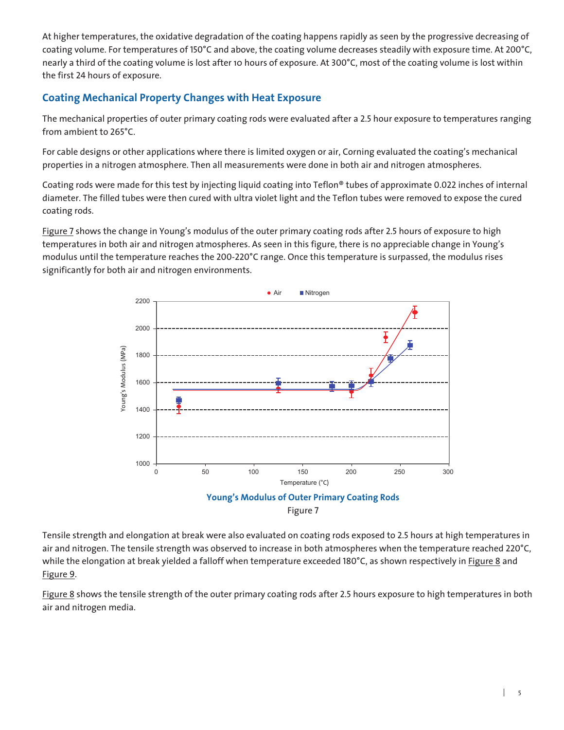At higher temperatures, the oxidative degradation of the coating happens rapidly as seen by the progressive decreasing of coating volume. For temperatures of 150°C and above, the coating volume decreases steadily with exposure time. At 200°C, nearly a third of the coating volume is lost after 10 hours of exposure. At 300°C, most of the coating volume is lost within the first 24 hours of exposure.

## Coating Mechanical Property Changes with Heat Exposure

The mechanical properties of outer primary coating rods were evaluated after a 2.5 hour exposure to temperatures ranging from ambient to 265°C.

For cable designs or other applications where there is limited oxygen or air, Corning evaluated the coating's mechanical properties in a nitrogen atmosphere. Then all measurements were done in both air and nitrogen atmospheres.

Coating rods were made for this test by injecting liquid coating into Teflon® tubes of approximate 0.022 inches of internal diameter. The filled tubes were then cured with ultra violet light and the Teflon tubes were removed to expose the cured coating rods.

Figure 7 shows the change in Young's modulus of the outer primary coating rods after 2.5 hours of exposure to high temperatures in both air and nitrogen atmospheres. As seen in this figure, there is no appreciable change in Young's modulus until the temperature reaches the 200-220°C range. Once this temperature is surpassed, the modulus rises significantly for both air and nitrogen environments.

**Young's Modulus of Outer Primary Coating Rods**

Figure 7

Tensile strength and elongation at break were also evaluated on coating rods exposed to 2.5 hours at high temperatures in air and nitrogen. The tensile strength was observed to increase in both atmospheres when the temperature reached 220°C, while the elongation at break yielded a falloff when temperature exceeded 180°C, as shown respectively in Figure 8 and Figure 9.

Figure 8 shows the tensile strength of the outer primary coating rods after 2.5 hours exposure to high temperatures in both air and nitrogen media.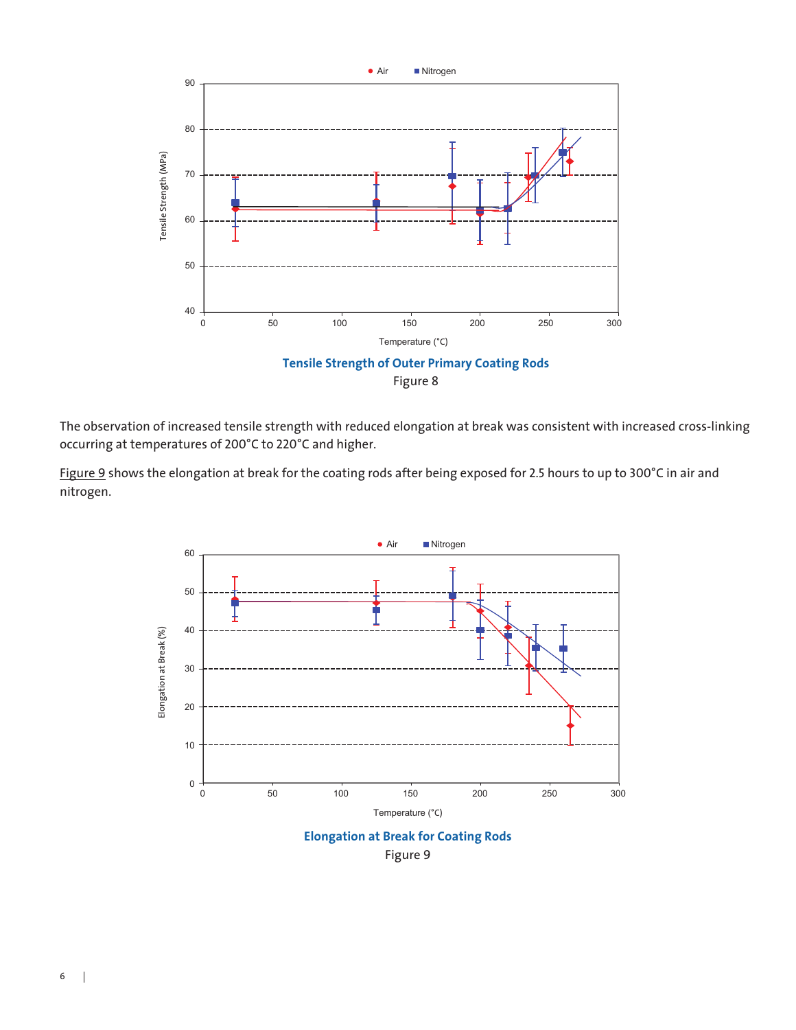**Tensile Strength of Outer Primary Coating Rods**

Figure 8

The observation of increased tensile strength with reduced elongation at break was consistent with increased cross-linking occurring at temperatures of 200°C to 220°C and higher.

Figure 9 shows the elongation at break for the coating rods after being exposed for 2.5 hours to up to 300°C in air and nitrogen.

**Elongation at Break for Coating Rods**

Figure 9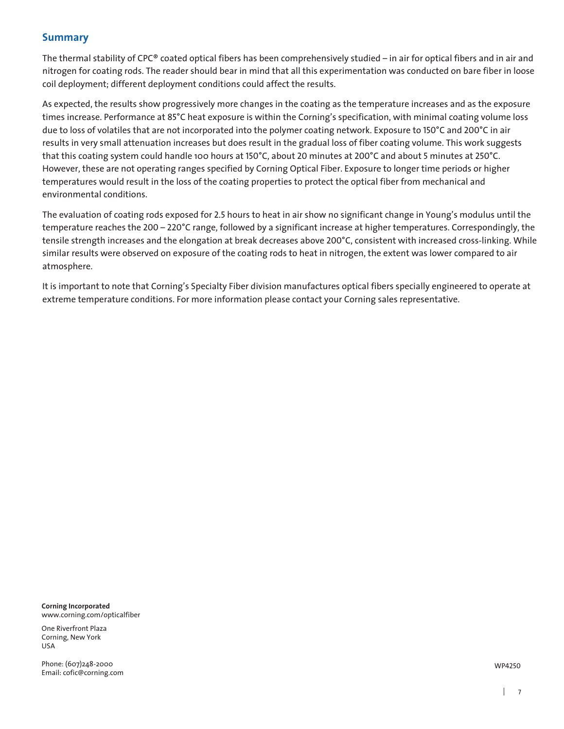## Summary

The thermal stability of CPC® coated optical fibers has been comprehensively studied – in air for optical fibers and in air and nitrogen for coating rods. The reader should bear in mind that all this experimentation was conducted on bare fiber in loose coil deployment; different deployment conditions could affect the results.

As expected, the results show progressively more changes in the coating as the temperature increases and as the exposure times increase. Performance at 85°C heat exposure is within the Corning's specification, with minimal coating volume loss due to loss of volatiles that are not incorporated into the polymer coating network. Exposure to 150°C and 200°C in air results in very small attenuation increases but does result in the gradual loss of fiber coating volume. This work suggests that this coating system could handle 100 hours at 150°C, about 20 minutes at 200°C and about 5 minutes at 250°C. However, these are not operating ranges specified by Corning Optical Fiber. Exposure to longer time periods or higher temperatures would result in the loss of the coating properties to protect the optical fiber from mechanical and environmental conditions.

The evaluation of coating rods exposed for 2.5 hours to heat in air show no significant change in Young's modulus until the temperature reaches the 200 – 220°C range, followed by a significant increase at higher temperatures. Correspondingly, the tensile strength increases and the elongation at break decreases above 200°C, consistent with increased cross-linking. While similar results were observed on exposure of the coating rods to heat in nitrogen, the extent was lower compared to air atmosphere.

It is important to note that Corning's Specialty Fiber division manufactures optical fibers specially engineered to operate at extreme temperature conditions. For more information please contact your Corning sales representative.

**Corning Incorporated**
www.corning.com/opticalfiber

One Riverfront Plaza
Corning, New York
USA

Phone: (607)248-2000
Email: cofic@corning.com

WP4250